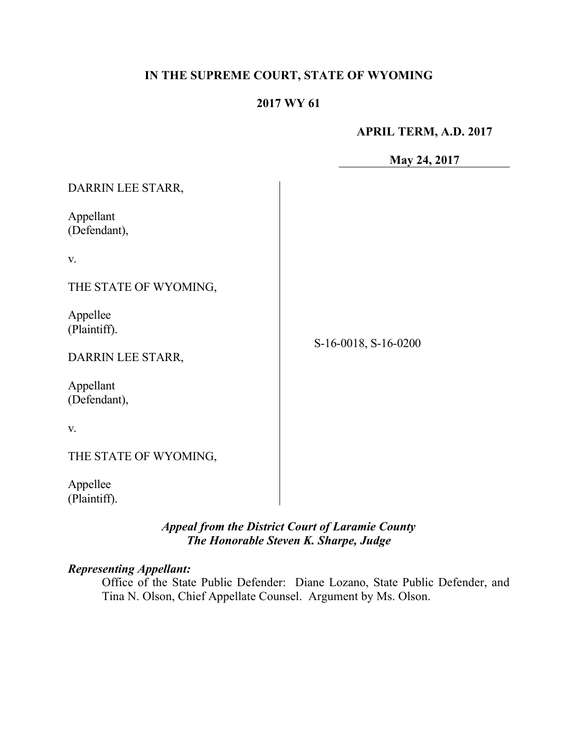# IN THE SUPREME COURT, STATE OF WYOMING

## 2017 WY 61

**APRIL TERM, A.D. 2017**

**May 24, 2017**

DARRIN LEE STARR,

Appellant
(Defendant),

v.

THE STATE OF WYOMING,

Appellee
(Plaintiff).

DARRIN LEE STARR,

Appellant
(Defendant),

v.

THE STATE OF WYOMING,

Appellee
(Plaintiff).

S-16-0018, S-16-0200

***Appeal from the District Court of Laramie County***
***The Honorable Steven K. Sharpe, Judge***

***Representing Appellant:***

Office of the State Public Defender: Diane Lozano, State Public Defender, and Tina N. Olson, Chief Appellate Counsel. Argument by Ms. Olson.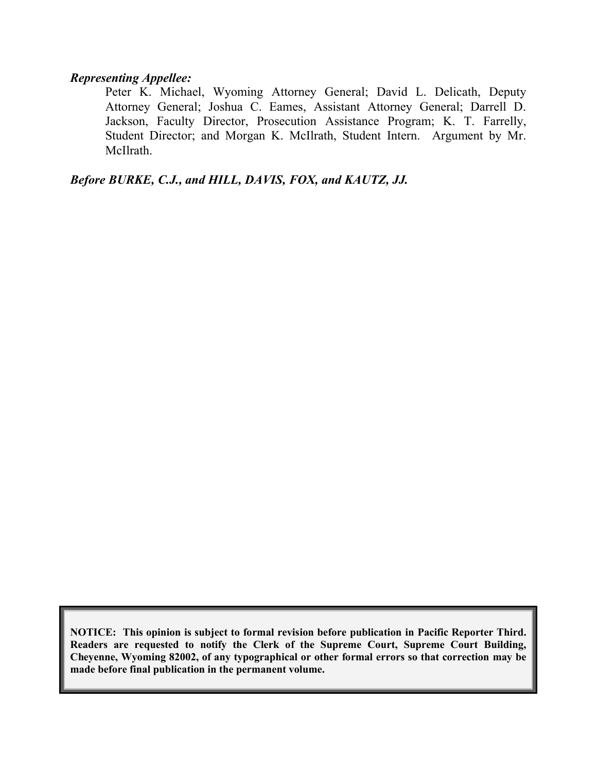***Representing Appellee:***

Peter K. Michael, Wyoming Attorney General; David L. Delicath, Deputy Attorney General; Joshua C. Eames, Assistant Attorney General; Darrell D. Jackson, Faculty Director, Prosecution Assistance Program; K. T. Farrelly, Student Director; and Morgan K. McIlrath, Student Intern. Argument by Mr. McIlrath.

***Before BURKE, C.J., and HILL, DAVIS, FOX, and KAUTZ, JJ.***

**NOTICE: This opinion is subject to formal revision before publication in Pacific Reporter Third. Readers are requested to notify the Clerk of the Supreme Court, Supreme Court Building, Cheyenne, Wyoming 82002, of any typographical or other formal errors so that correction may be made before final publication in the permanent volume.**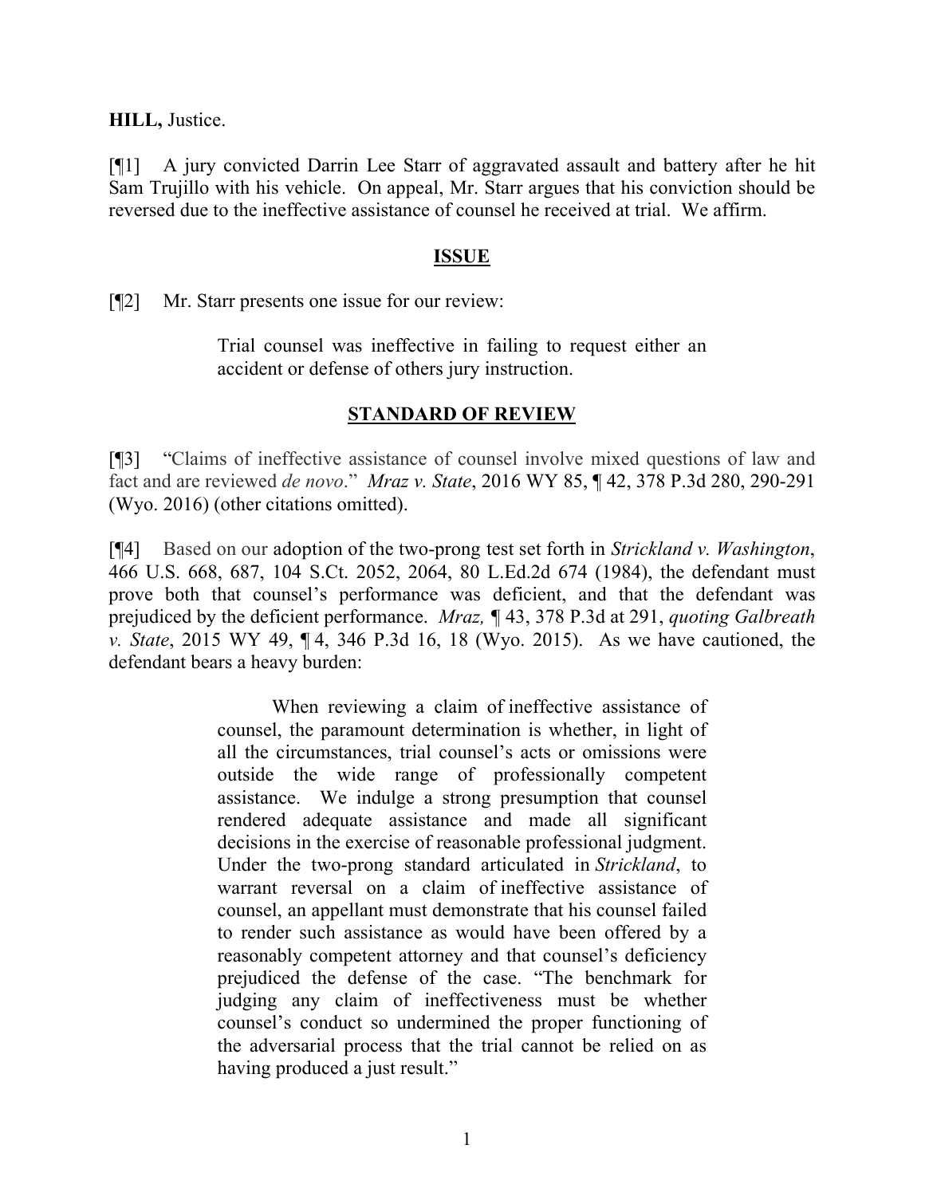**HILL,** Justice.

[¶1] A jury convicted Darrin Lee Starr of aggravated assault and battery after he hit Sam Trujillo with his vehicle. On appeal, Mr. Starr argues that his conviction should be reversed due to the ineffective assistance of counsel he received at trial. We affirm.

## ISSUE

[¶2] Mr. Starr presents one issue for our review:

> Trial counsel was ineffective in failing to request either an accident or defense of others jury instruction.

## STANDARD OF REVIEW

[¶3] "Claims of ineffective assistance of counsel involve mixed questions of law and fact and are reviewed *de novo*." *Mraz v. State*, 2016 WY 85, ¶ 42, 378 P.3d 280, 290-291 (Wyo. 2016) (other citations omitted).

[¶4] Based on our adoption of the two-prong test set forth in *Strickland v. Washington*, 466 U.S. 668, 687, 104 S.Ct. 2052, 2064, 80 L.Ed.2d 674 (1984), the defendant must prove both that counsel's performance was deficient, and that the defendant was prejudiced by the deficient performance. *Mraz,* ¶ 43, 378 P.3d at 291, *quoting Galbreath v. State*, 2015 WY 49, ¶ 4, 346 P.3d 16, 18 (Wyo. 2015). As we have cautioned, the defendant bears a heavy burden:

> When reviewing a claim of ineffective assistance of counsel, the paramount determination is whether, in light of all the circumstances, trial counsel's acts or omissions were outside the wide range of professionally competent assistance. We indulge a strong presumption that counsel rendered adequate assistance and made all significant decisions in the exercise of reasonable professional judgment. Under the two-prong standard articulated in *Strickland*, to warrant reversal on a claim of ineffective assistance of counsel, an appellant must demonstrate that his counsel failed to render such assistance as would have been offered by a reasonably competent attorney and that counsel's deficiency prejudiced the defense of the case. "The benchmark for judging any claim of ineffectiveness must be whether counsel's conduct so undermined the proper functioning of the adversarial process that the trial cannot be relied on as having produced a just result."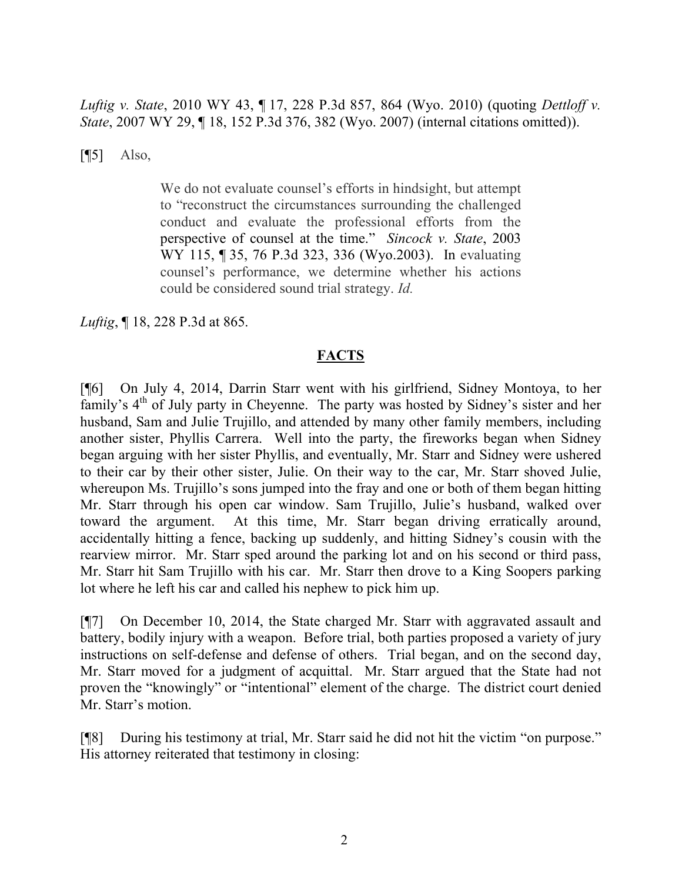*Luftig v. State*, 2010 WY 43, ¶ 17, 228 P.3d 857, 864 (Wyo. 2010) (quoting *Dettloff v. State*, 2007 WY 29, ¶ 18, 152 P.3d 376, 382 (Wyo. 2007) (internal citations omitted)).

[¶5] Also,

> We do not evaluate counsel's efforts in hindsight, but attempt to "reconstruct the circumstances surrounding the challenged conduct and evaluate the professional efforts from the perspective of counsel at the time." *Sincock v. State*, 2003 WY 115, ¶ 35, 76 P.3d 323, 336 (Wyo.2003). In evaluating counsel's performance, we determine whether his actions could be considered sound trial strategy. *Id.*

*Luftig*, ¶ 18, 228 P.3d at 865.

## FACTS

[¶6] On July 4, 2014, Darrin Starr went with his girlfriend, Sidney Montoya, to her family's 4th of July party in Cheyenne. The party was hosted by Sidney's sister and her husband, Sam and Julie Trujillo, and attended by many other family members, including another sister, Phyllis Carrera. Well into the party, the fireworks began when Sidney began arguing with her sister Phyllis, and eventually, Mr. Starr and Sidney were ushered to their car by their other sister, Julie. On their way to the car, Mr. Starr shoved Julie, whereupon Ms. Trujillo's sons jumped into the fray and one or both of them began hitting Mr. Starr through his open car window. Sam Trujillo, Julie's husband, walked over toward the argument. At this time, Mr. Starr began driving erratically around, accidentally hitting a fence, backing up suddenly, and hitting Sidney's cousin with the rearview mirror. Mr. Starr sped around the parking lot and on his second or third pass, Mr. Starr hit Sam Trujillo with his car. Mr. Starr then drove to a King Soopers parking lot where he left his car and called his nephew to pick him up.

[¶7] On December 10, 2014, the State charged Mr. Starr with aggravated assault and battery, bodily injury with a weapon. Before trial, both parties proposed a variety of jury instructions on self-defense and defense of others. Trial began, and on the second day, Mr. Starr moved for a judgment of acquittal. Mr. Starr argued that the State had not proven the "knowingly" or "intentional" element of the charge. The district court denied Mr. Starr's motion.

[¶8] During his testimony at trial, Mr. Starr said he did not hit the victim "on purpose." His attorney reiterated that testimony in closing: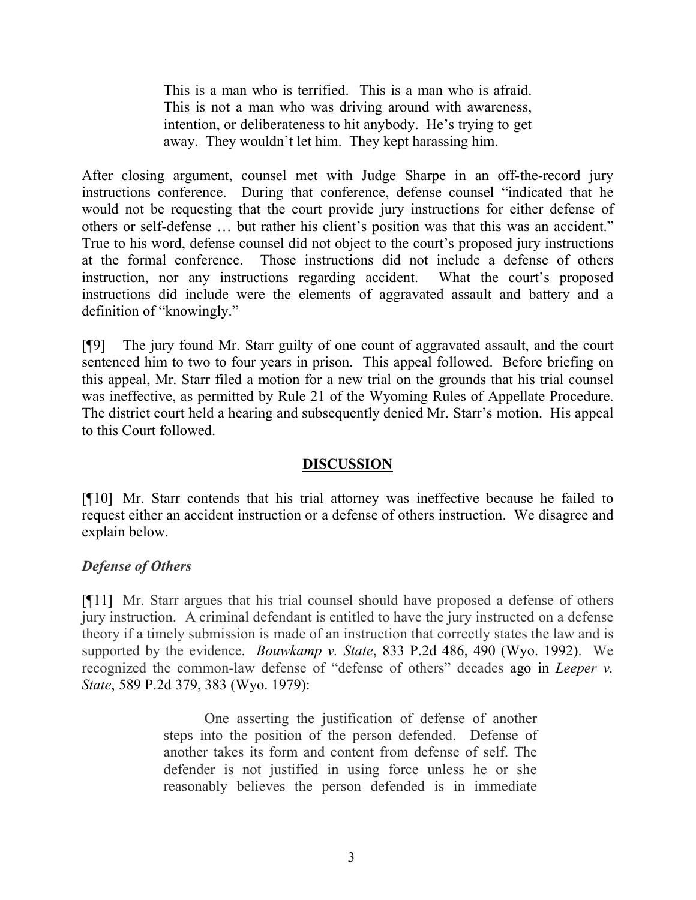> This is a man who is terrified. This is a man who is afraid. This is not a man who was driving around with awareness, intention, or deliberateness to hit anybody. He's trying to get away. They wouldn't let him. They kept harassing him.

After closing argument, counsel met with Judge Sharpe in an off-the-record jury instructions conference. During that conference, defense counsel "indicated that he would not be requesting that the court provide jury instructions for either defense of others or self-defense … but rather his client's position was that this was an accident." True to his word, defense counsel did not object to the court's proposed jury instructions at the formal conference. Those instructions did not include a defense of others instruction, nor any instructions regarding accident. What the court's proposed instructions did include were the elements of aggravated assault and battery and a definition of "knowingly."

[¶9] The jury found Mr. Starr guilty of one count of aggravated assault, and the court sentenced him to two to four years in prison. This appeal followed. Before briefing on this appeal, Mr. Starr filed a motion for a new trial on the grounds that his trial counsel was ineffective, as permitted by Rule 21 of the Wyoming Rules of Appellate Procedure. The district court held a hearing and subsequently denied Mr. Starr's motion. His appeal to this Court followed.

## DISCUSSION

[¶10] Mr. Starr contends that his trial attorney was ineffective because he failed to request either an accident instruction or a defense of others instruction. We disagree and explain below.

### *Defense of Others*

[¶11] Mr. Starr argues that his trial counsel should have proposed a defense of others jury instruction. A criminal defendant is entitled to have the jury instructed on a defense theory if a timely submission is made of an instruction that correctly states the law and is supported by the evidence. *Bouwkamp v. State*, 833 P.2d 486, 490 (Wyo. 1992). We recognized the common-law defense of "defense of others" decades ago in *Leeper v. State*, 589 P.2d 379, 383 (Wyo. 1979):

> One asserting the justification of defense of another steps into the position of the person defended. Defense of another takes its form and content from defense of self. The defender is not justified in using force unless he or she reasonably believes the person defended is in immediate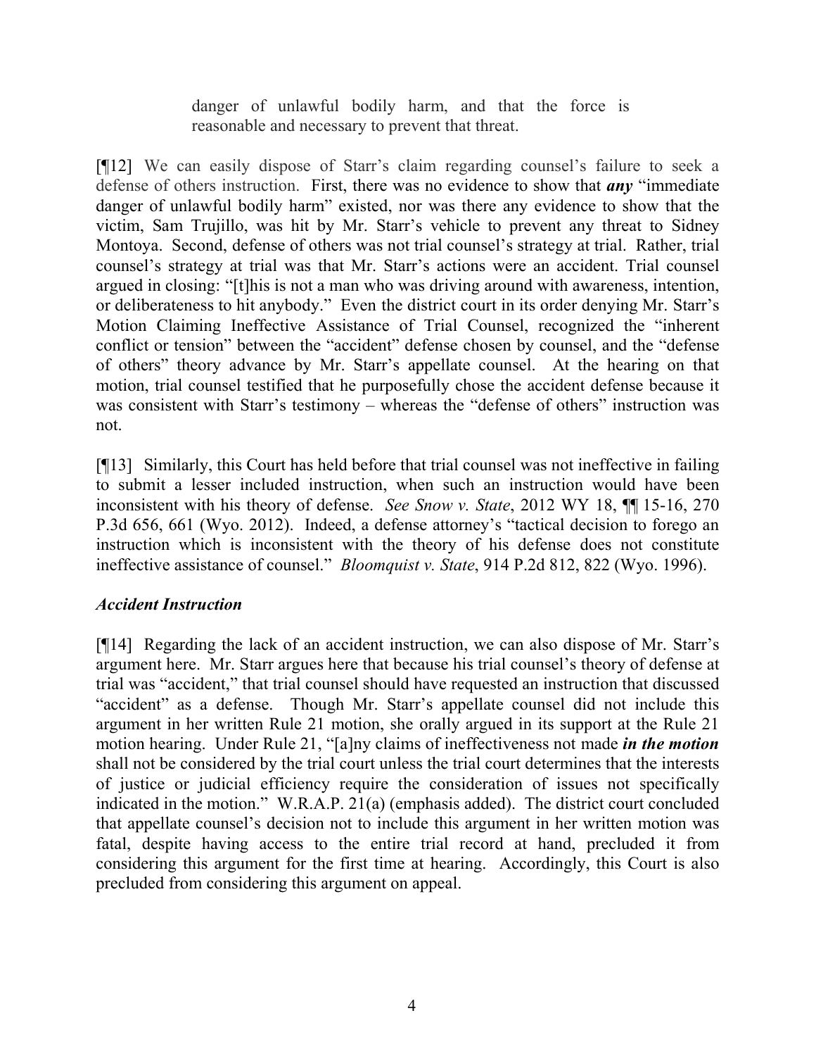> danger of unlawful bodily harm, and that the force is reasonable and necessary to prevent that threat.

[¶12] We can easily dispose of Starr's claim regarding counsel's failure to seek a defense of others instruction. First, there was no evidence to show that ***any*** "immediate danger of unlawful bodily harm" existed, nor was there any evidence to show that the victim, Sam Trujillo, was hit by Mr. Starr's vehicle to prevent any threat to Sidney Montoya. Second, defense of others was not trial counsel's strategy at trial. Rather, trial counsel's strategy at trial was that Mr. Starr's actions were an accident. Trial counsel argued in closing: "[t]his is not a man who was driving around with awareness, intention, or deliberateness to hit anybody." Even the district court in its order denying Mr. Starr's Motion Claiming Ineffective Assistance of Trial Counsel, recognized the "inherent conflict or tension" between the "accident" defense chosen by counsel, and the "defense of others" theory advance by Mr. Starr's appellate counsel. At the hearing on that motion, trial counsel testified that he purposefully chose the accident defense because it was consistent with Starr's testimony – whereas the "defense of others" instruction was not.

[¶13] Similarly, this Court has held before that trial counsel was not ineffective in failing to submit a lesser included instruction, when such an instruction would have been inconsistent with his theory of defense. *See Snow v. State*, 2012 WY 18, ¶¶ 15-16, 270 P.3d 656, 661 (Wyo. 2012). Indeed, a defense attorney's "tactical decision to forego an instruction which is inconsistent with the theory of his defense does not constitute ineffective assistance of counsel." *Bloomquist v. State*, 914 P.2d 812, 822 (Wyo. 1996).

### *Accident Instruction*

[¶14] Regarding the lack of an accident instruction, we can also dispose of Mr. Starr's argument here. Mr. Starr argues here that because his trial counsel's theory of defense at trial was "accident," that trial counsel should have requested an instruction that discussed "accident" as a defense. Though Mr. Starr's appellate counsel did not include this argument in her written Rule 21 motion, she orally argued in its support at the Rule 21 motion hearing. Under Rule 21, "[a]ny claims of ineffectiveness not made ***in the motion*** shall not be considered by the trial court unless the trial court determines that the interests of justice or judicial efficiency require the consideration of issues not specifically indicated in the motion." W.R.A.P. 21(a) (emphasis added). The district court concluded that appellate counsel's decision not to include this argument in her written motion was fatal, despite having access to the entire trial record at hand, precluded it from considering this argument for the first time at hearing. Accordingly, this Court is also precluded from considering this argument on appeal.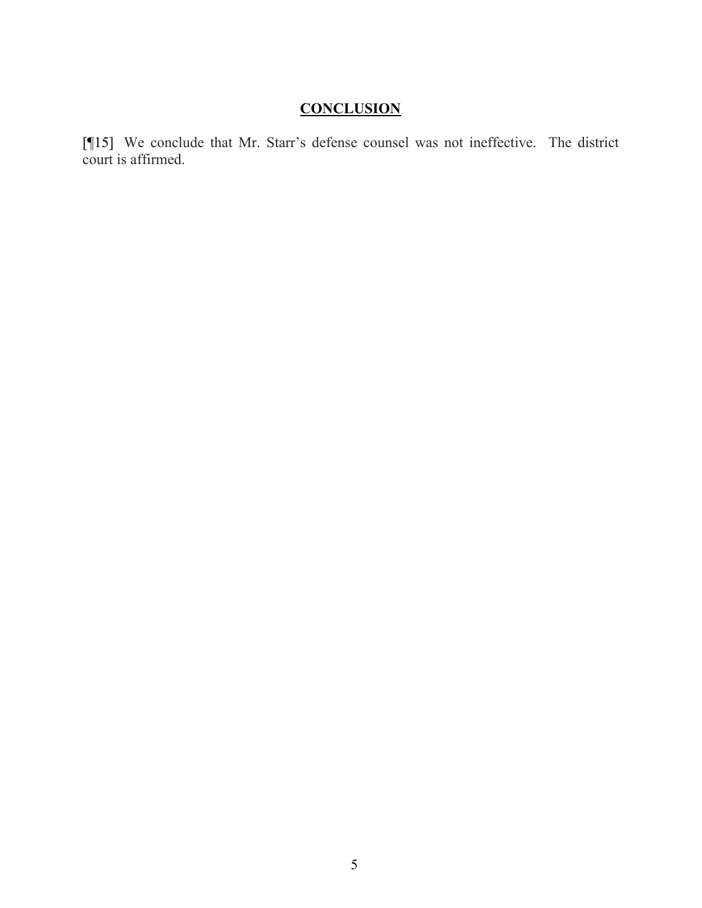## **CONCLUSION**

[¶15] We conclude that Mr. Starr's defense counsel was not ineffective. The district court is affirmed.